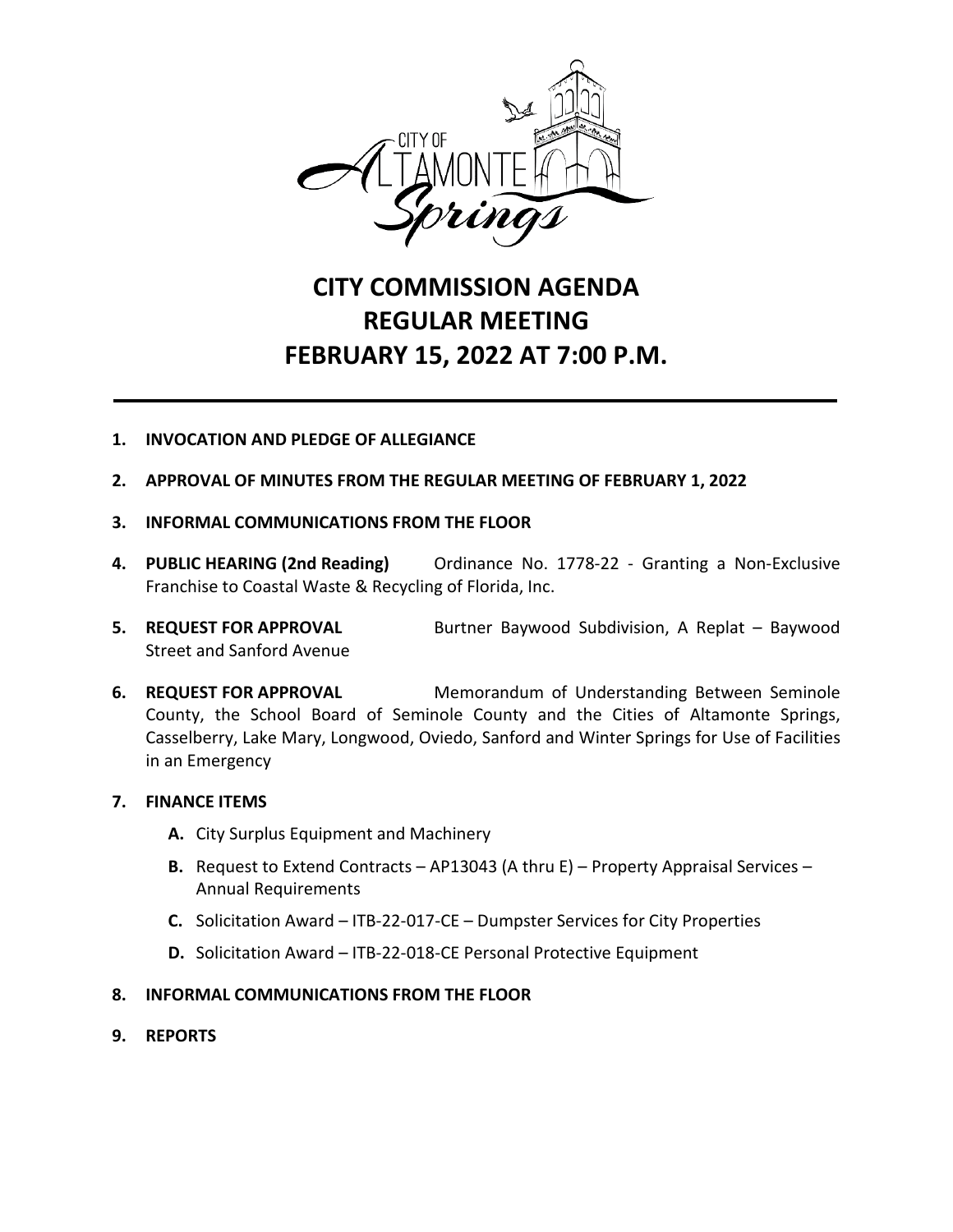CITY OF ALTAMONTE Springs

# CITY COMMISSION AGENDA
# REGULAR MEETING
# FEBRUARY 15, 2022 AT 7:00 P.M.

---

1. **INVOCATION AND PLEDGE OF ALLEGIANCE**

2. **APPROVAL OF MINUTES FROM THE REGULAR MEETING OF FEBRUARY 1, 2022**

3. **INFORMAL COMMUNICATIONS FROM THE FLOOR**

4. **PUBLIC HEARING (2nd Reading)** Ordinance No. 1778-22 - Granting a Non-Exclusive Franchise to Coastal Waste & Recycling of Florida, Inc.

5. **REQUEST FOR APPROVAL** Burtner Baywood Subdivision, A Replat – Baywood Street and Sanford Avenue

6. **REQUEST FOR APPROVAL** Memorandum of Understanding Between Seminole County, the School Board of Seminole County and the Cities of Altamonte Springs, Casselberry, Lake Mary, Longwood, Oviedo, Sanford and Winter Springs for Use of Facilities in an Emergency

7. **FINANCE ITEMS**
   - **A.** City Surplus Equipment and Machinery
   - **B.** Request to Extend Contracts – AP13043 (A thru E) – Property Appraisal Services – Annual Requirements
   - **C.** Solicitation Award – ITB-22-017-CE – Dumpster Services for City Properties
   - **D.** Solicitation Award – ITB-22-018-CE Personal Protective Equipment

8. **INFORMAL COMMUNICATIONS FROM THE FLOOR**

9. **REPORTS**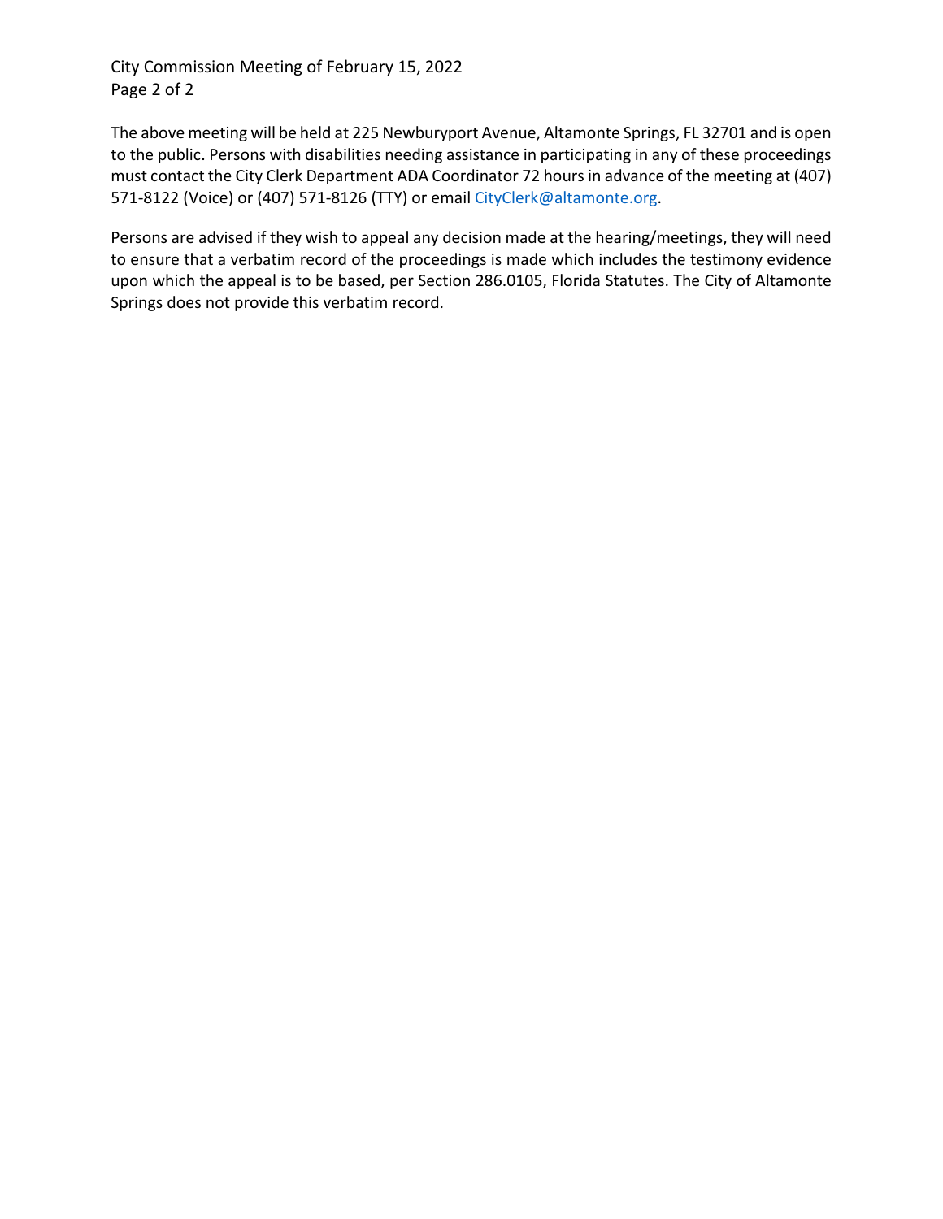The above meeting will be held at 225 Newburyport Avenue, Altamonte Springs, FL 32701 and is open to the public. Persons with disabilities needing assistance in participating in any of these proceedings must contact the City Clerk Department ADA Coordinator 72 hours in advance of the meeting at (407) 571-8122 (Voice) or (407) 571-8126 (TTY) or email CityClerk@altamonte.org.

Persons are advised if they wish to appeal any decision made at the hearing/meetings, they will need to ensure that a verbatim record of the proceedings is made which includes the testimony evidence upon which the appeal is to be based, per Section 286.0105, Florida Statutes. The City of Altamonte Springs does not provide this verbatim record.